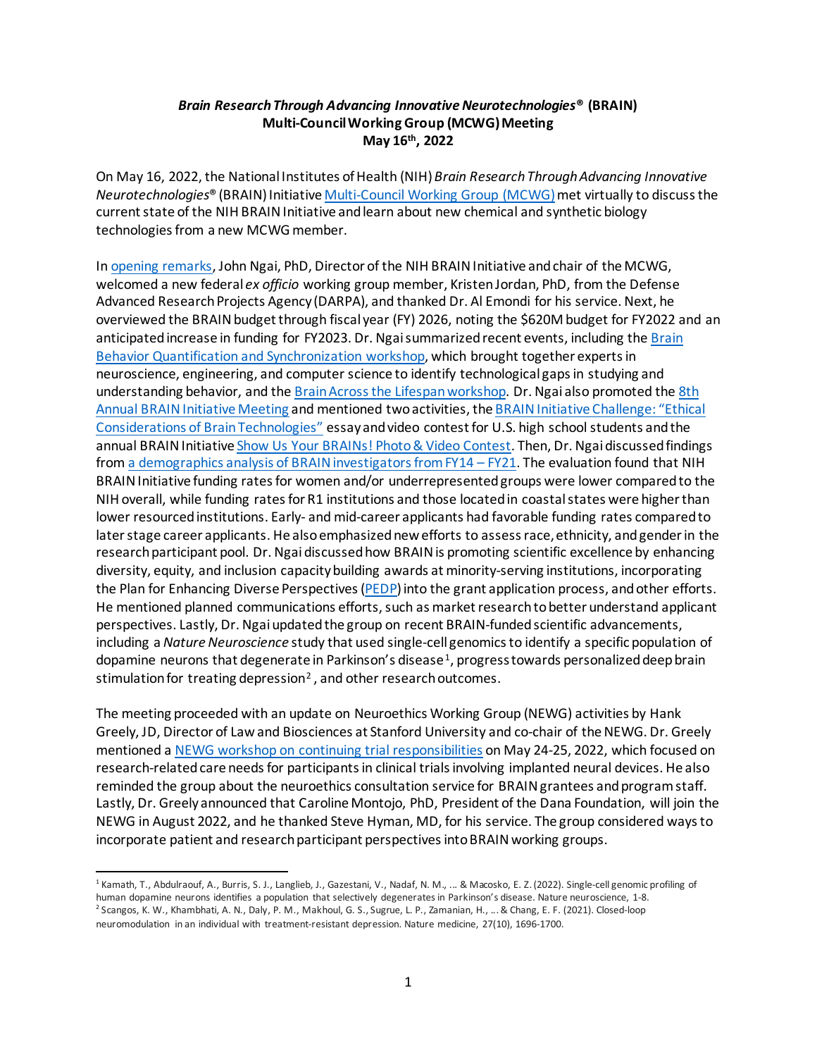**_Brain Research Through Advancing Innovative Neurotechnologies_® (BRAIN)**
**Multi-Council Working Group (MCWG) Meeting**
**May 16th, 2022**

On May 16, 2022, the National Institutes of Health (NIH) _Brain Research Through Advancing Innovative Neurotechnologies_® (BRAIN) Initiative Multi-Council Working Group (MCWG) met virtually to discuss the current state of the NIH BRAIN Initiative and learn about new chemical and synthetic biology technologies from a new MCWG member.

In opening remarks, John Ngai, PhD, Director of the NIH BRAIN Initiative and chair of the MCWG, welcomed a new federal _ex officio_ working group member, Kristen Jordan, PhD, from the Defense Advanced Research Projects Agency (DARPA), and thanked Dr. Al Emondi for his service. Next, he overviewed the BRAIN budget through fiscal year (FY) 2026, noting the $620M budget for FY2022 and an anticipated increase in funding for FY2023. Dr. Ngai summarized recent events, including the Brain Behavior Quantification and Synchronization workshop, which brought together experts in neuroscience, engineering, and computer science to identify technological gaps in studying and understanding behavior, and the Brain Across the Lifespan workshop. Dr. Ngai also promoted the 8th Annual BRAIN Initiative Meeting and mentioned two activities, the BRAIN Initiative Challenge: "Ethical Considerations of Brain Technologies" essay and video contest for U.S. high school students and the annual BRAIN Initiative Show Us Your BRAINs! Photo & Video Contest. Then, Dr. Ngai discussed findings from a demographics analysis of BRAIN investigators from FY14 – FY21. The evaluation found that NIH BRAIN Initiative funding rates for women and/or underrepresented groups were lower compared to the NIH overall, while funding rates for R1 institutions and those located in coastal states were higher than lower resourced institutions. Early- and mid-career applicants had favorable funding rates compared to later stage career applicants. He also emphasized new efforts to assess race, ethnicity, and gender in the research participant pool. Dr. Ngai discussed how BRAIN is promoting scientific excellence by enhancing diversity, equity, and inclusion capacity building awards at minority-serving institutions, incorporating the Plan for Enhancing Diverse Perspectives (PEDP) into the grant application process, and other efforts. He mentioned planned communications efforts, such as market research to better understand applicant perspectives. Lastly, Dr. Ngai updated the group on recent BRAIN-funded scientific advancements, including a _Nature Neuroscience_ study that used single-cell genomics to identify a specific population of dopamine neurons that degenerate in Parkinson's disease[1], progress towards personalized deep brain stimulation for treating depression[2], and other research outcomes.

The meeting proceeded with an update on Neuroethics Working Group (NEWG) activities by Hank Greely, JD, Director of Law and Biosciences at Stanford University and co-chair of the NEWG. Dr. Greely mentioned a NEWG workshop on continuing trial responsibilities on May 24-25, 2022, which focused on research-related care needs for participants in clinical trials involving implanted neural devices. He also reminded the group about the neuroethics consultation service for BRAIN grantees and program staff. Lastly, Dr. Greely announced that Caroline Montojo, PhD, President of the Dana Foundation, will join the NEWG in August 2022, and he thanked Steve Hyman, MD, for his service. The group considered ways to incorporate patient and research participant perspectives into BRAIN working groups.

---

[1] Kamath, T., Abdulraouf, A., Burris, S. J., Langlieb, J., Gazestani, V., Nadaf, N. M., ... & Macosko, E. Z. (2022). Single-cell genomic profiling of human dopamine neurons identifies a population that selectively degenerates in Parkinson's disease. Nature neuroscience, 1-8.

[2] Scangos, K. W., Khambhati, A. N., Daly, P. M., Makhoul, G. S., Sugrue, L. P., Zamanian, H., ... & Chang, E. F. (2021). Closed-loop neuromodulation in an individual with treatment-resistant depression. Nature medicine, 27(10), 1696-1700.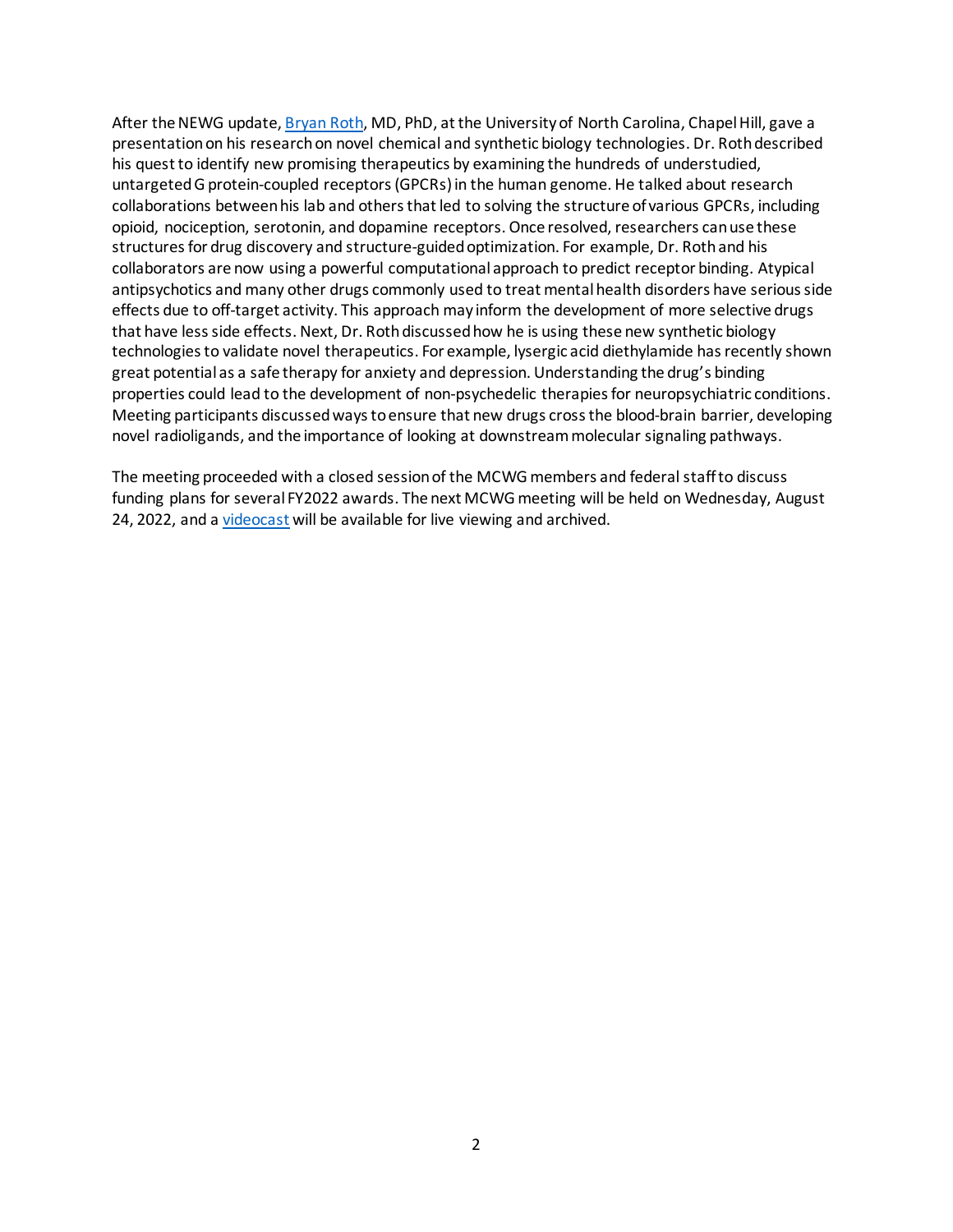After the NEWG update, Bryan Roth, MD, PhD, at the University of North Carolina, Chapel Hill, gave a presentation on his research on novel chemical and synthetic biology technologies. Dr. Roth described his quest to identify new promising therapeutics by examining the hundreds of understudied, untargeted G protein-coupled receptors (GPCRs) in the human genome. He talked about research collaborations between his lab and others that led to solving the structure of various GPCRs, including opioid, nociception, serotonin, and dopamine receptors. Once resolved, researchers can use these structures for drug discovery and structure-guided optimization. For example, Dr. Roth and his collaborators are now using a powerful computational approach to predict receptor binding. Atypical antipsychotics and many other drugs commonly used to treat mental health disorders have serious side effects due to off-target activity. This approach may inform the development of more selective drugs that have less side effects. Next, Dr. Roth discussed how he is using these new synthetic biology technologies to validate novel therapeutics. For example, lysergic acid diethylamide has recently shown great potential as a safe therapy for anxiety and depression. Understanding the drug's binding properties could lead to the development of non-psychedelic therapies for neuropsychiatric conditions. Meeting participants discussed ways to ensure that new drugs cross the blood-brain barrier, developing novel radioligands, and the importance of looking at downstream molecular signaling pathways.

The meeting proceeded with a closed session of the MCWG members and federal staff to discuss funding plans for several FY2022 awards. The next MCWG meeting will be held on Wednesday, August 24, 2022, and a videocast will be available for live viewing and archived.